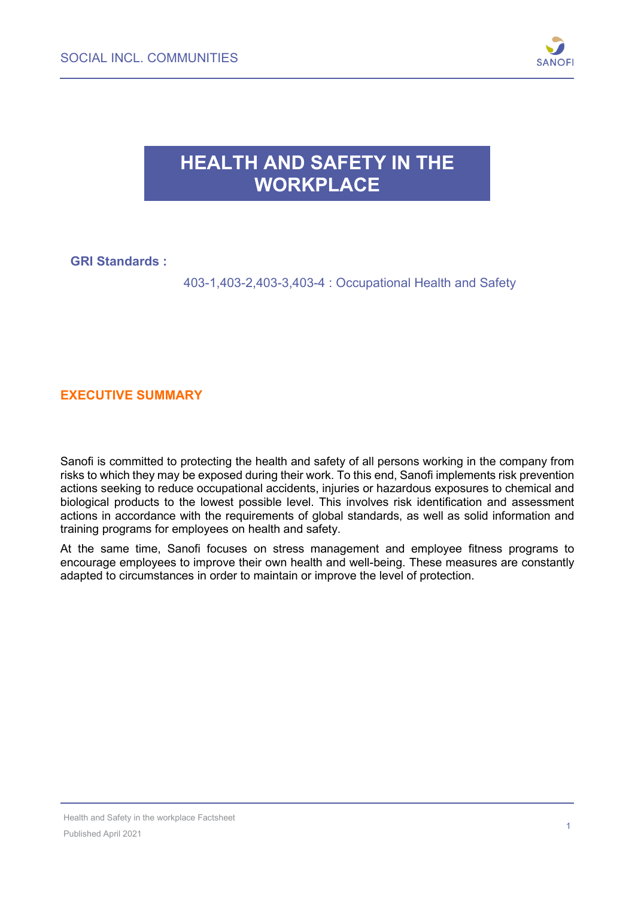# HEALTH AND SAFETY IN THE WORKPLACE

**GRI Standards :**

403-1,403-2,403-3,403-4 : Occupational Health and Safety

## EXECUTIVE SUMMARY

Sanofi is committed to protecting the health and safety of all persons working in the company from risks to which they may be exposed during their work. To this end, Sanofi implements risk prevention actions seeking to reduce occupational accidents, injuries or hazardous exposures to chemical and biological products to the lowest possible level. This involves risk identification and assessment actions in accordance with the requirements of global standards, as well as solid information and training programs for employees on health and safety.

At the same time, Sanofi focuses on stress management and employee fitness programs to encourage employees to improve their own health and well-being. These measures are constantly adapted to circumstances in order to maintain or improve the level of protection.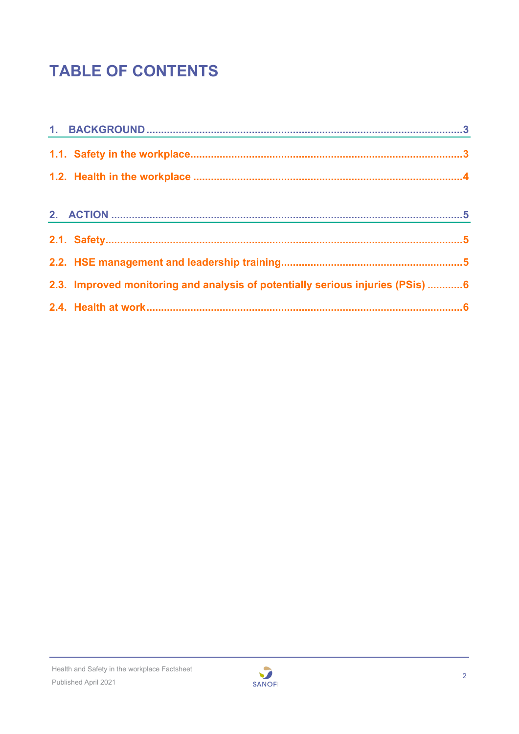# TABLE OF CONTENTS

1. BACKGROUND ........................................................................................................3

1.1. Safety in the workplace..........................................................................................3

1.2. Health in the workplace .........................................................................................4

2. ACTION ....................................................................................................................5

2.1. Safety.........................................................................................................................5

2.2. HSE management and leadership training.............................................................5

2.3. Improved monitoring and analysis of potentially serious injuries (PSis) ............6

2.4. Health at work..........................................................................................................6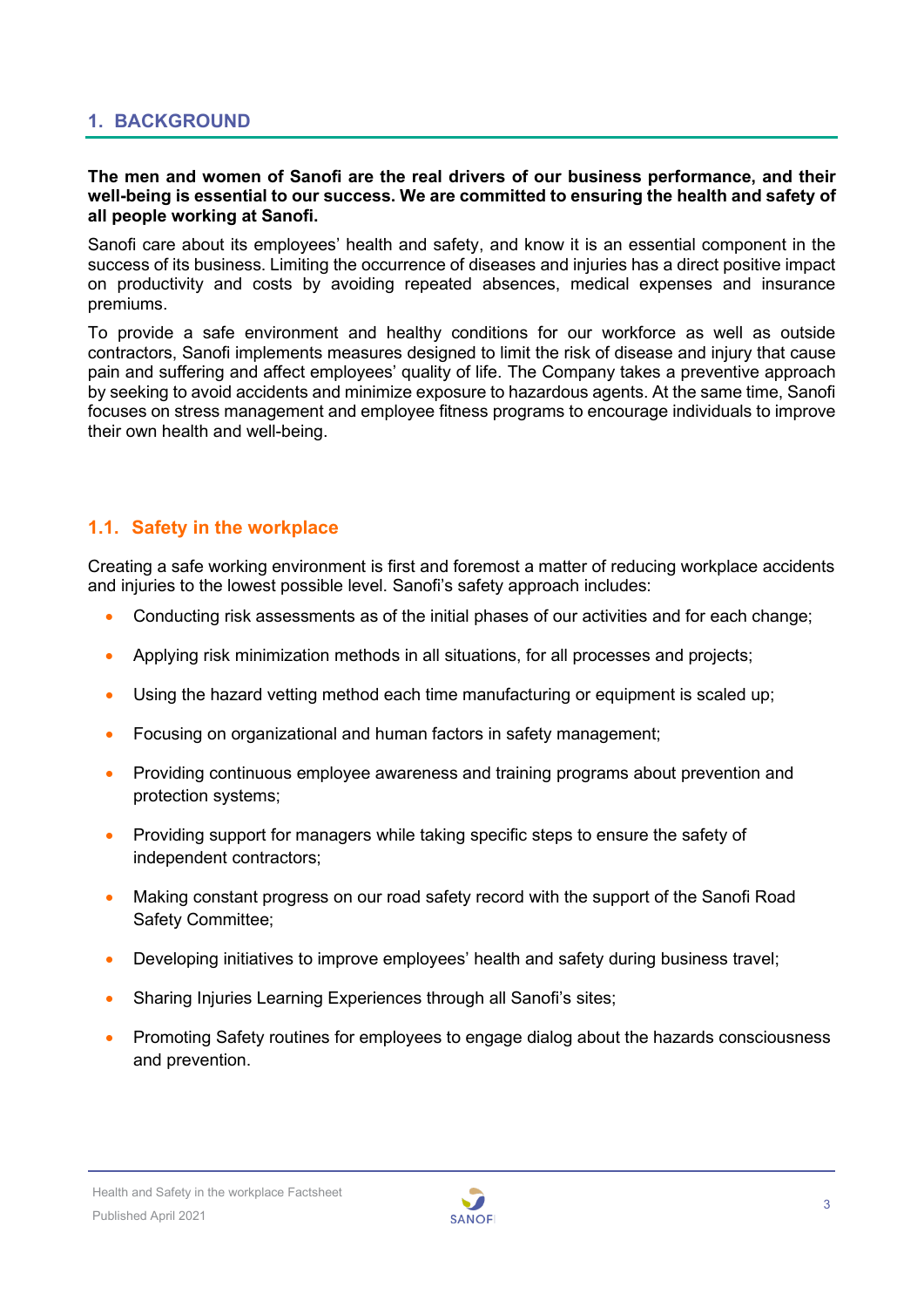## 1. BACKGROUND

**The men and women of Sanofi are the real drivers of our business performance, and their well-being is essential to our success. We are committed to ensuring the health and safety of all people working at Sanofi.**

Sanofi care about its employees' health and safety, and know it is an essential component in the success of its business. Limiting the occurrence of diseases and injuries has a direct positive impact on productivity and costs by avoiding repeated absences, medical expenses and insurance premiums.

To provide a safe environment and healthy conditions for our workforce as well as outside contractors, Sanofi implements measures designed to limit the risk of disease and injury that cause pain and suffering and affect employees' quality of life. The Company takes a preventive approach by seeking to avoid accidents and minimize exposure to hazardous agents. At the same time, Sanofi focuses on stress management and employee fitness programs to encourage individuals to improve their own health and well-being.

### 1.1. Safety in the workplace

Creating a safe working environment is first and foremost a matter of reducing workplace accidents and injuries to the lowest possible level. Sanofi's safety approach includes:

- Conducting risk assessments as of the initial phases of our activities and for each change;
- Applying risk minimization methods in all situations, for all processes and projects;
- Using the hazard vetting method each time manufacturing or equipment is scaled up;
- Focusing on organizational and human factors in safety management;
- Providing continuous employee awareness and training programs about prevention and protection systems;
- Providing support for managers while taking specific steps to ensure the safety of independent contractors;
- Making constant progress on our road safety record with the support of the Sanofi Road Safety Committee;
- Developing initiatives to improve employees' health and safety during business travel;
- Sharing Injuries Learning Experiences through all Sanofi's sites;
- Promoting Safety routines for employees to engage dialog about the hazards consciousness and prevention.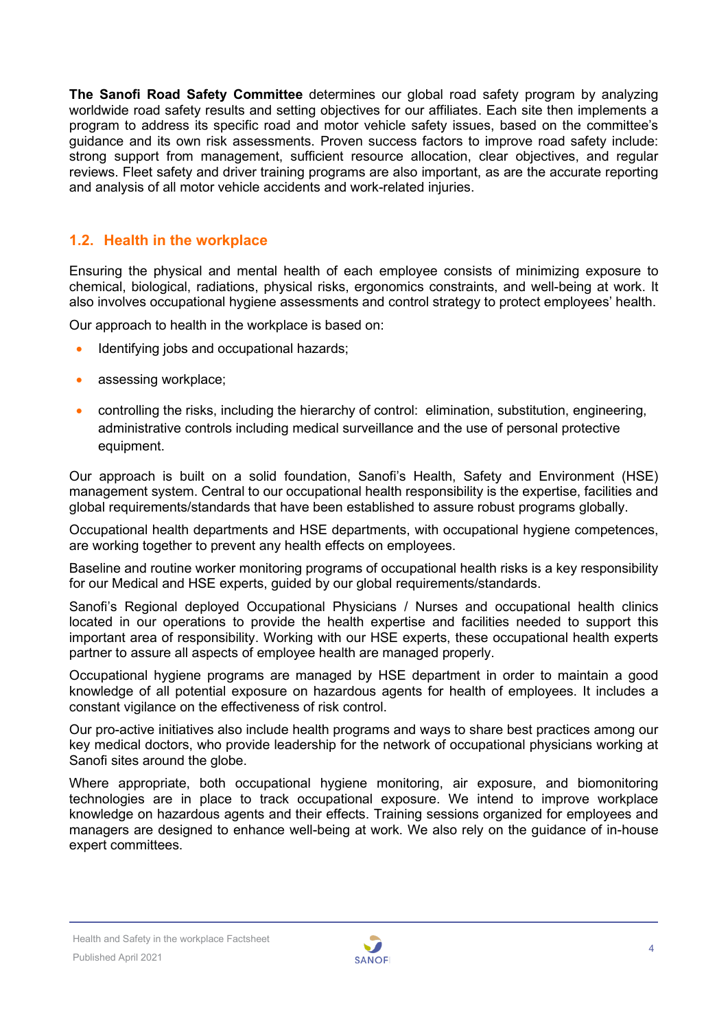**The Sanofi Road Safety Committee** determines our global road safety program by analyzing worldwide road safety results and setting objectives for our affiliates. Each site then implements a program to address its specific road and motor vehicle safety issues, based on the committee's guidance and its own risk assessments. Proven success factors to improve road safety include: strong support from management, sufficient resource allocation, clear objectives, and regular reviews. Fleet safety and driver training programs are also important, as are the accurate reporting and analysis of all motor vehicle accidents and work-related injuries.

## 1.2. Health in the workplace

Ensuring the physical and mental health of each employee consists of minimizing exposure to chemical, biological, radiations, physical risks, ergonomics constraints, and well-being at work. It also involves occupational hygiene assessments and control strategy to protect employees' health.

Our approach to health in the workplace is based on:

- Identifying jobs and occupational hazards;
- assessing workplace;
- controlling the risks, including the hierarchy of control: elimination, substitution, engineering, administrative controls including medical surveillance and the use of personal protective equipment.

Our approach is built on a solid foundation, Sanofi's Health, Safety and Environment (HSE) management system. Central to our occupational health responsibility is the expertise, facilities and global requirements/standards that have been established to assure robust programs globally.

Occupational health departments and HSE departments, with occupational hygiene competences, are working together to prevent any health effects on employees.

Baseline and routine worker monitoring programs of occupational health risks is a key responsibility for our Medical and HSE experts, guided by our global requirements/standards.

Sanofi's Regional deployed Occupational Physicians / Nurses and occupational health clinics located in our operations to provide the health expertise and facilities needed to support this important area of responsibility. Working with our HSE experts, these occupational health experts partner to assure all aspects of employee health are managed properly.

Occupational hygiene programs are managed by HSE department in order to maintain a good knowledge of all potential exposure on hazardous agents for health of employees. It includes a constant vigilance on the effectiveness of risk control.

Our pro-active initiatives also include health programs and ways to share best practices among our key medical doctors, who provide leadership for the network of occupational physicians working at Sanofi sites around the globe.

Where appropriate, both occupational hygiene monitoring, air exposure, and biomonitoring technologies are in place to track occupational exposure. We intend to improve workplace knowledge on hazardous agents and their effects. Training sessions organized for employees and managers are designed to enhance well-being at work. We also rely on the guidance of in-house expert committees.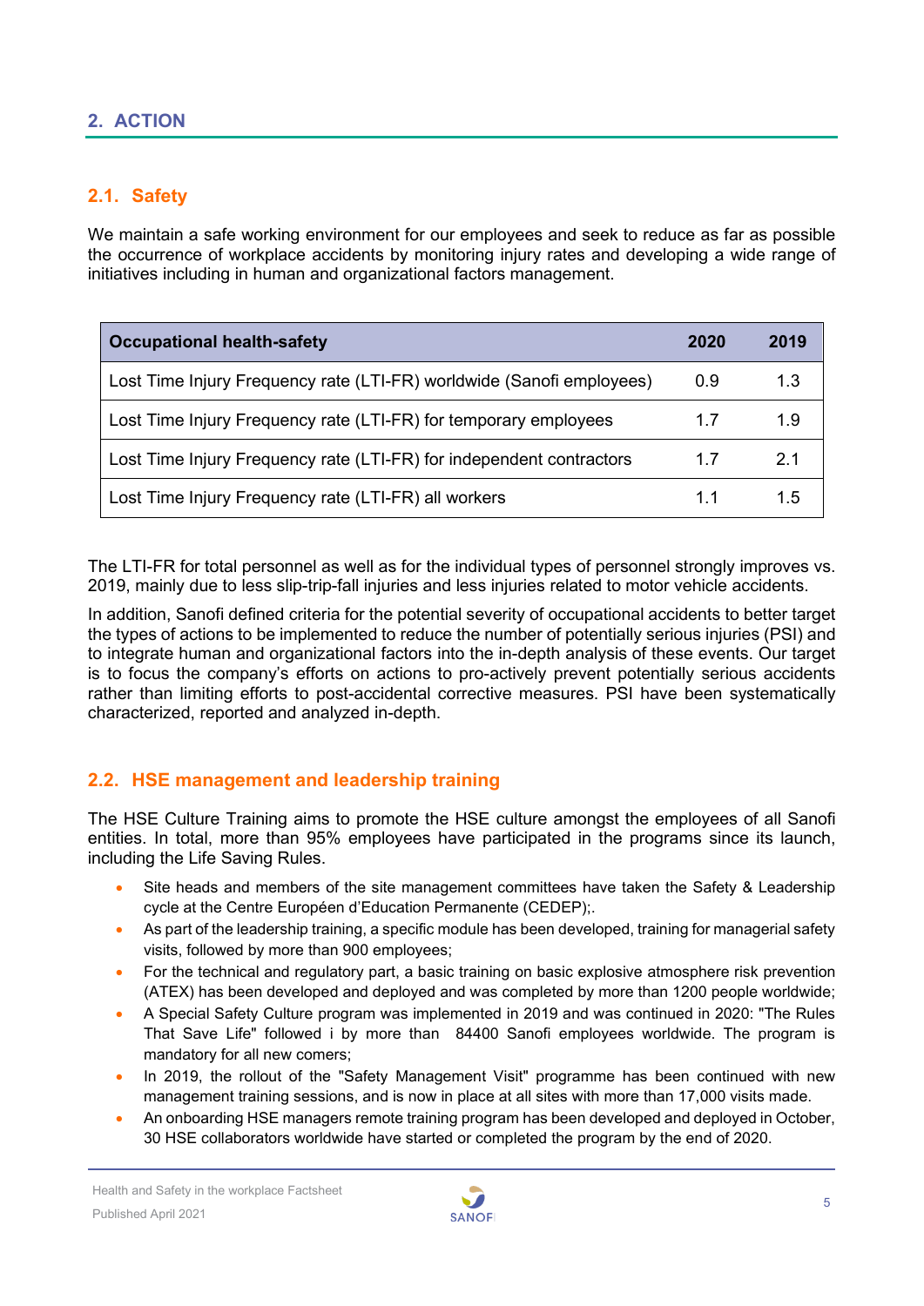## 2. ACTION

### 2.1. Safety

We maintain a safe working environment for our employees and seek to reduce as far as possible the occurrence of workplace accidents by monitoring injury rates and developing a wide range of initiatives including in human and organizational factors management.

| Occupational health-safety | 2020 | 2019 |
|---|---|---|
| Lost Time Injury Frequency rate (LTI-FR) worldwide (Sanofi employees) | 0.9 | 1.3 |
| Lost Time Injury Frequency rate (LTI-FR) for temporary employees | 1.7 | 1.9 |
| Lost Time Injury Frequency rate (LTI-FR) for independent contractors | 1.7 | 2.1 |
| Lost Time Injury Frequency rate (LTI-FR) all workers | 1.1 | 1.5 |

The LTI-FR for total personnel as well as for the individual types of personnel strongly improves vs. 2019, mainly due to less slip-trip-fall injuries and less injuries related to motor vehicle accidents.

In addition, Sanofi defined criteria for the potential severity of occupational accidents to better target the types of actions to be implemented to reduce the number of potentially serious injuries (PSI) and to integrate human and organizational factors into the in-depth analysis of these events. Our target is to focus the company's efforts on actions to pro-actively prevent potentially serious accidents rather than limiting efforts to post-accidental corrective measures. PSI have been systematically characterized, reported and analyzed in-depth.

### 2.2. HSE management and leadership training

The HSE Culture Training aims to promote the HSE culture amongst the employees of all Sanofi entities. In total, more than 95% employees have participated in the programs since its launch, including the Life Saving Rules.

- Site heads and members of the site management committees have taken the Safety & Leadership cycle at the Centre Européen d'Education Permanente (CEDEP);.
- As part of the leadership training, a specific module has been developed, training for managerial safety visits, followed by more than 900 employees;
- For the technical and regulatory part, a basic training on basic explosive atmosphere risk prevention (ATEX) has been developed and deployed and was completed by more than 1200 people worldwide;
- A Special Safety Culture program was implemented in 2019 and was continued in 2020: "The Rules That Save Life" followed i by more than 84400 Sanofi employees worldwide. The program is mandatory for all new comers;
- In 2019, the rollout of the "Safety Management Visit" programme has been continued with new management training sessions, and is now in place at all sites with more than 17,000 visits made.
- An onboarding HSE managers remote training program has been developed and deployed in October, 30 HSE collaborators worldwide have started or completed the program by the end of 2020.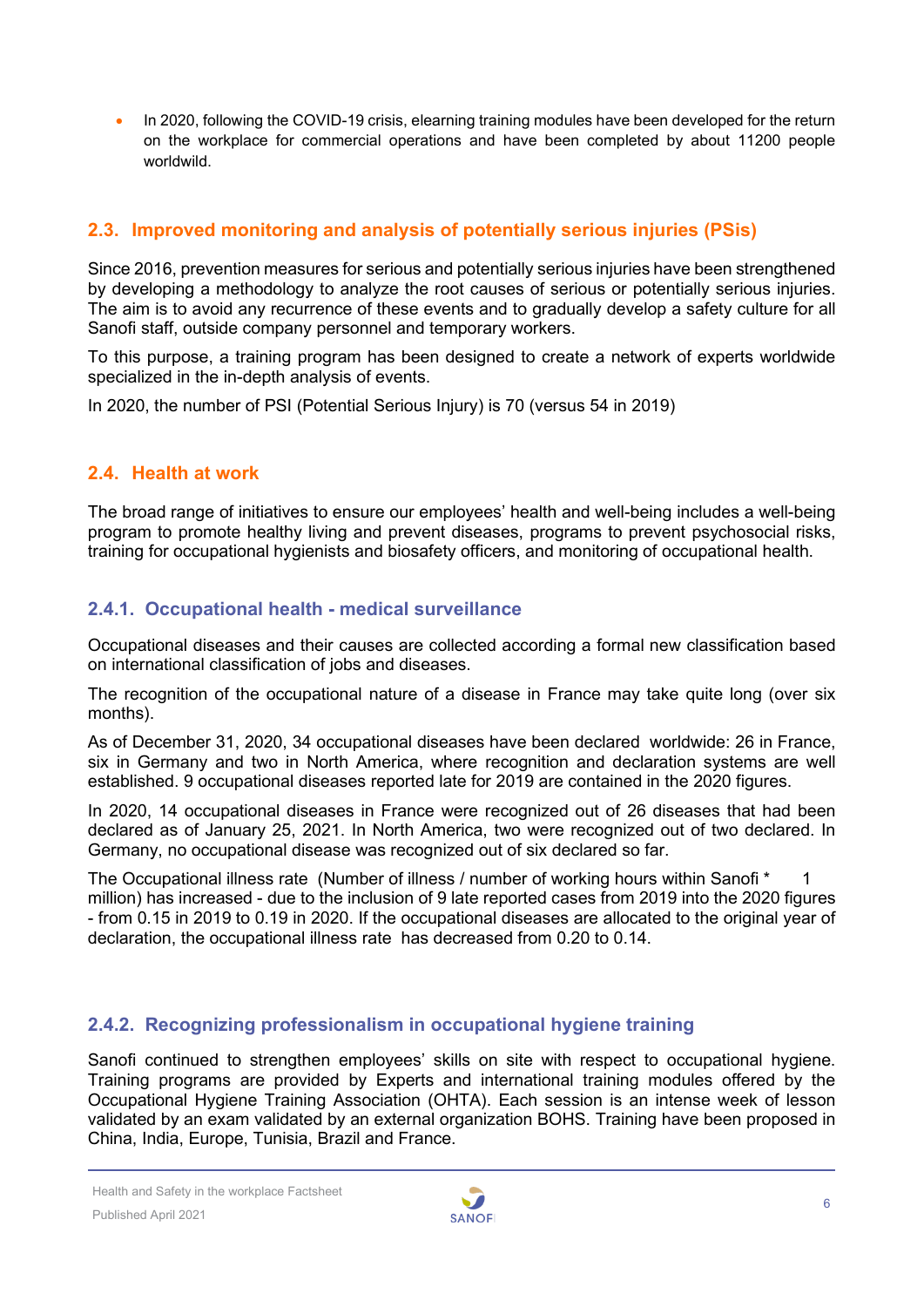- In 2020, following the COVID-19 crisis, elearning training modules have been developed for the return on the workplace for commercial operations and have been completed by about 11200 people worldwild.

## 2.3. Improved monitoring and analysis of potentially serious injuries (PSIs)

Since 2016, prevention measures for serious and potentially serious injuries have been strengthened by developing a methodology to analyze the root causes of serious or potentially serious injuries. The aim is to avoid any recurrence of these events and to gradually develop a safety culture for all Sanofi staff, outside company personnel and temporary workers.

To this purpose, a training program has been designed to create a network of experts worldwide specialized in the in-depth analysis of events.

In 2020, the number of PSI (Potential Serious Injury) is 70 (versus 54 in 2019)

## 2.4. Health at work

The broad range of initiatives to ensure our employees' health and well-being includes a well-being program to promote healthy living and prevent diseases, programs to prevent psychosocial risks, training for occupational hygienists and biosafety officers, and monitoring of occupational health.

### 2.4.1. Occupational health - medical surveillance

Occupational diseases and their causes are collected according a formal new classification based on international classification of jobs and diseases.

The recognition of the occupational nature of a disease in France may take quite long (over six months).

As of December 31, 2020, 34 occupational diseases have been declared worldwide: 26 in France, six in Germany and two in North America, where recognition and declaration systems are well established. 9 occupational diseases reported late for 2019 are contained in the 2020 figures.

In 2020, 14 occupational diseases in France were recognized out of 26 diseases that had been declared as of January 25, 2021. In North America, two were recognized out of two declared. In Germany, no occupational disease was recognized out of six declared so far.

The Occupational illness rate (Number of illness / number of working hours within Sanofi * 1 million) has increased - due to the inclusion of 9 late reported cases from 2019 into the 2020 figures - from 0.15 in 2019 to 0.19 in 2020. If the occupational diseases are allocated to the original year of declaration, the occupational illness rate has decreased from 0.20 to 0.14.

### 2.4.2. Recognizing professionalism in occupational hygiene training

Sanofi continued to strengthen employees' skills on site with respect to occupational hygiene. Training programs are provided by Experts and international training modules offered by the Occupational Hygiene Training Association (OHTA). Each session is an intense week of lesson validated by an exam validated by an external organization BOHS. Training have been proposed in China, India, Europe, Tunisia, Brazil and France.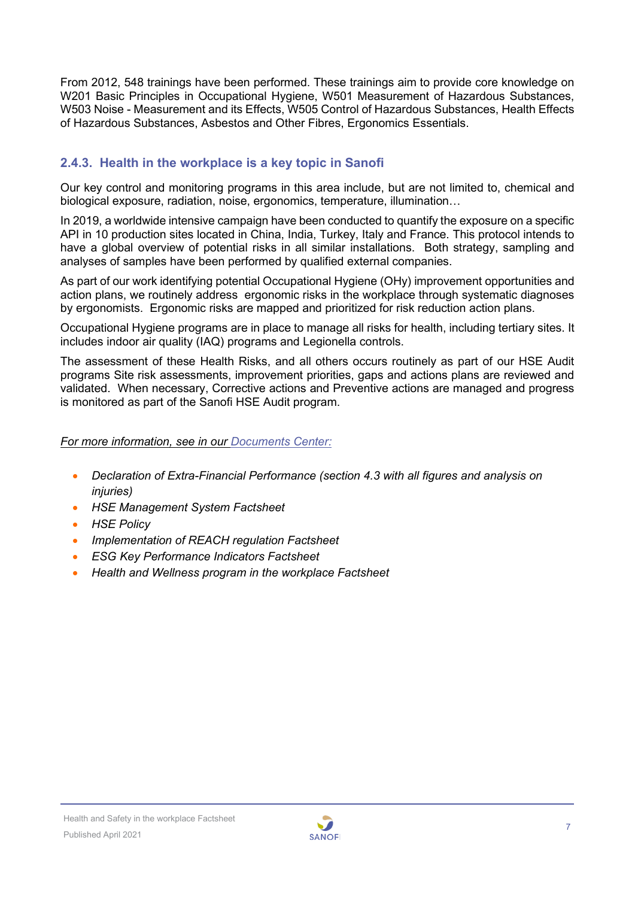From 2012, 548 trainings have been performed. These trainings aim to provide core knowledge on W201 Basic Principles in Occupational Hygiene, W501 Measurement of Hazardous Substances, W503 Noise - Measurement and its Effects, W505 Control of Hazardous Substances, Health Effects of Hazardous Substances, Asbestos and Other Fibres, Ergonomics Essentials.

### 2.4.3. Health in the workplace is a key topic in Sanofi

Our key control and monitoring programs in this area include, but are not limited to, chemical and biological exposure, radiation, noise, ergonomics, temperature, illumination…

In 2019, a worldwide intensive campaign have been conducted to quantify the exposure on a specific API in 10 production sites located in China, India, Turkey, Italy and France. This protocol intends to have a global overview of potential risks in all similar installations. Both strategy, sampling and analyses of samples have been performed by qualified external companies.

As part of our work identifying potential Occupational Hygiene (OHy) improvement opportunities and action plans, we routinely address ergonomic risks in the workplace through systematic diagnoses by ergonomists. Ergonomic risks are mapped and prioritized for risk reduction action plans.

Occupational Hygiene programs are in place to manage all risks for health, including tertiary sites. It includes indoor air quality (IAQ) programs and Legionella controls.

The assessment of these Health Risks, and all others occurs routinely as part of our HSE Audit programs Site risk assessments, improvement priorities, gaps and actions plans are reviewed and validated. When necessary, Corrective actions and Preventive actions are managed and progress is monitored as part of the Sanofi HSE Audit program.

*For more information, see in our Documents Center:*

- *Declaration of Extra-Financial Performance (section 4.3 with all figures and analysis on injuries)*
- *HSE Management System Factsheet*
- *HSE Policy*
- *Implementation of REACH regulation Factsheet*
- *ESG Key Performance Indicators Factsheet*
- *Health and Wellness program in the workplace Factsheet*